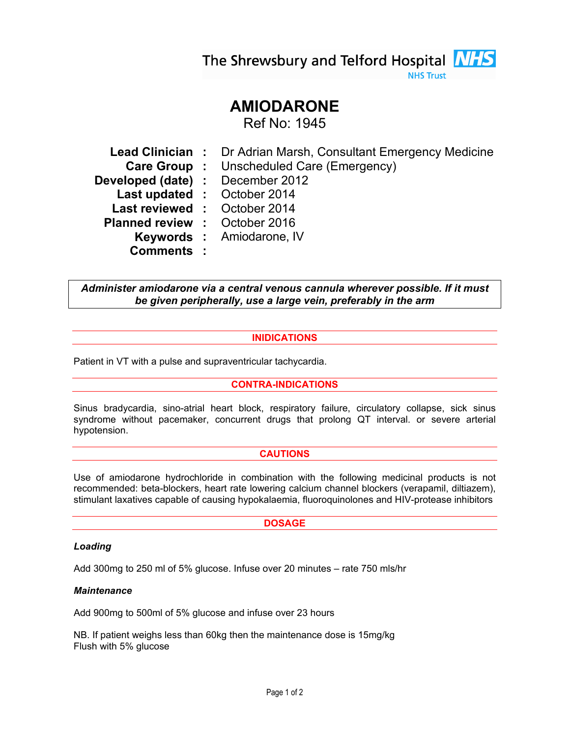The Shrewsbury and Telford Hospital NHS Trust

# AMIODARONE

Ref No: 1945

| | | |
|---|---|---|
| **Lead Clinician** | **:** | Dr Adrian Marsh, Consultant Emergency Medicine |
| **Care Group** | **:** | Unscheduled Care (Emergency) |
| **Developed (date)** | **:** | December 2012 |
| **Last updated** | **:** | October 2014 |
| **Last reviewed** | **:** | October 2014 |
| **Planned review** | **:** | October 2016 |
| **Keywords** | **:** | Amiodarone, IV |
| **Comments** | **:** | |

***Administer amiodarone via a central venous cannula wherever possible. If it must be given peripherally, use a large vein, preferably in the arm***

## INIDICATIONS

Patient in VT with a pulse and supraventricular tachycardia.

## CONTRA-INDICATIONS

Sinus bradycardia, sino-atrial heart block, respiratory failure, circulatory collapse, sick sinus syndrome without pacemaker, concurrent drugs that prolong QT interval. or severe arterial hypotension.

## CAUTIONS

Use of amiodarone hydrochloride in combination with the following medicinal products is not recommended: beta-blockers, heart rate lowering calcium channel blockers (verapamil, diltiazem), stimulant laxatives capable of causing hypokalaemia, fluoroquinolones and HIV-protease inhibitors

## DOSAGE

***Loading***

Add 300mg to 250 ml of 5% glucose. Infuse over 20 minutes – rate 750 mls/hr

***Maintenance***

Add 900mg to 500ml of 5% glucose and infuse over 23 hours

NB. If patient weighs less than 60kg then the maintenance dose is 15mg/kg
Flush with 5% glucose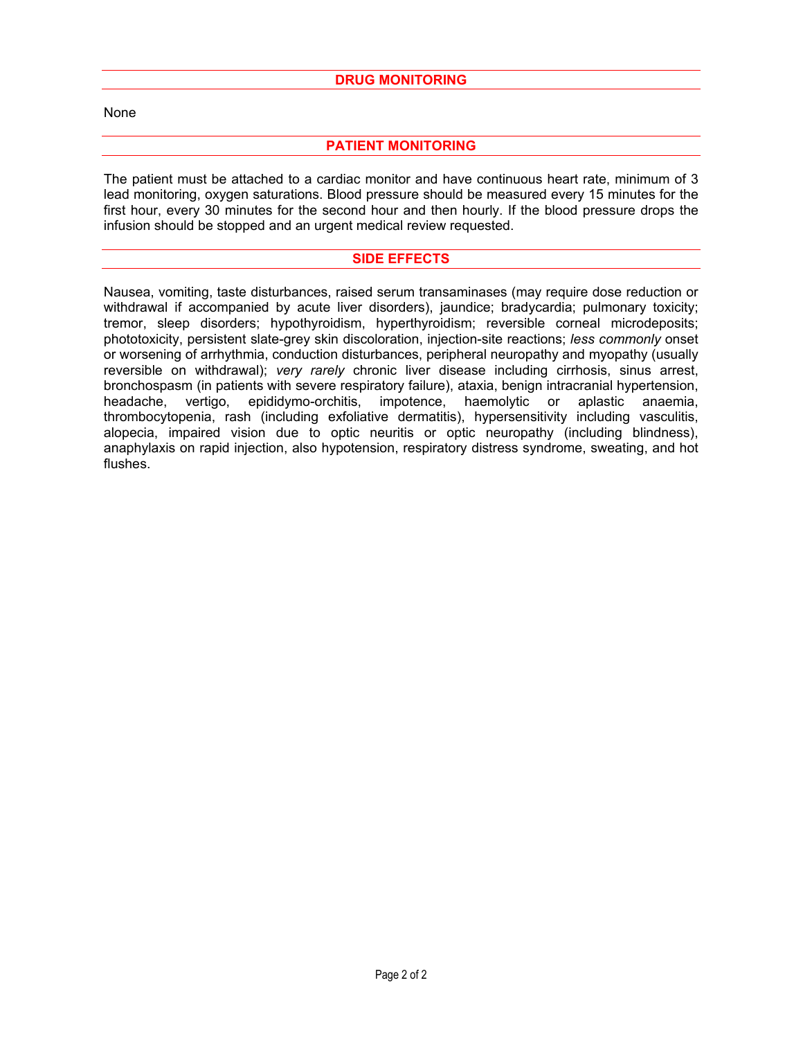## DRUG MONITORING

None

## PATIENT MONITORING

The patient must be attached to a cardiac monitor and have continuous heart rate, minimum of 3 lead monitoring, oxygen saturations. Blood pressure should be measured every 15 minutes for the first hour, every 30 minutes for the second hour and then hourly. If the blood pressure drops the infusion should be stopped and an urgent medical review requested.

## SIDE EFFECTS

Nausea, vomiting, taste disturbances, raised serum transaminases (may require dose reduction or withdrawal if accompanied by acute liver disorders), jaundice; bradycardia; pulmonary toxicity; tremor, sleep disorders; hypothyroidism, hyperthyroidism; reversible corneal microdeposits; phototoxicity, persistent slate-grey skin discoloration, injection-site reactions; *less commonly* onset or worsening of arrhythmia, conduction disturbances, peripheral neuropathy and myopathy (usually reversible on withdrawal); *very rarely* chronic liver disease including cirrhosis, sinus arrest, bronchospasm (in patients with severe respiratory failure), ataxia, benign intracranial hypertension, headache, vertigo, epididymo-orchitis, impotence, haemolytic or aplastic anaemia, thrombocytopenia, rash (including exfoliative dermatitis), hypersensitivity including vasculitis, alopecia, impaired vision due to optic neuritis or optic neuropathy (including blindness), anaphylaxis on rapid injection, also hypotension, respiratory distress syndrome, sweating, and hot flushes.